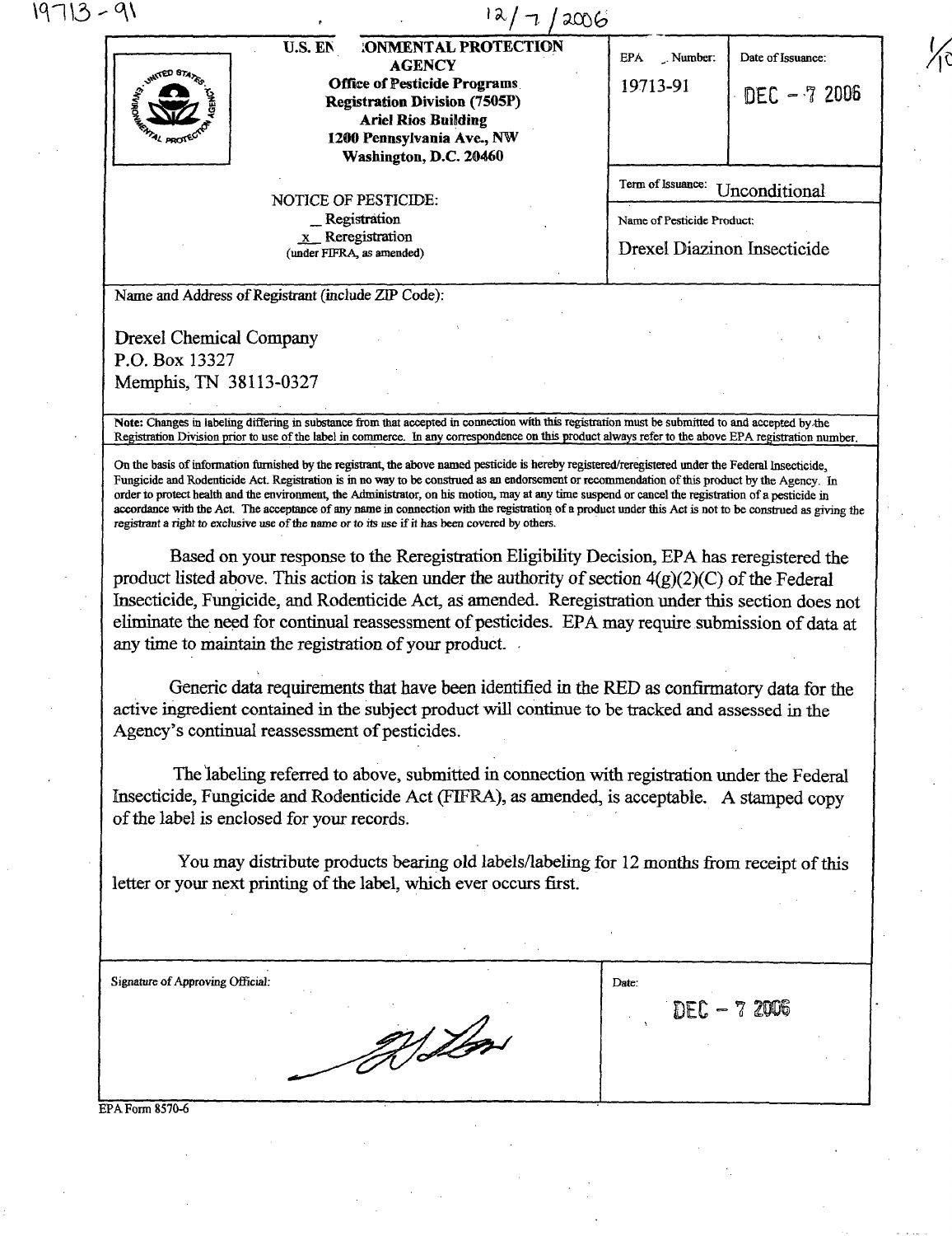19713-91

12/7/2006

| U.S. ENVIRONMENTAL PROTECTION AGENCY<br>Office of Pesticide Programs<br>Registration Division (7505P)<br>Ariel Rios Building<br>1200 Pennsylvania Ave., NW<br>Washington, D.C. 20460 | EPA Reg. Number:<br>19713-91 | Date of Issuance:<br>DEC - 7 2006 |
|---|---|---|
| NOTICE OF PESTICIDE:<br>_ Registration<br>x Reregistration<br>(under FIFRA, as amended) | Term of Issuance: Unconditional<br><br>Name of Pesticide Product:<br>Drexel Diazinon Insecticide | |

Name and Address of Registrant (include ZIP Code):

Drexel Chemical Company
P.O. Box 13327
Memphis, TN 38113-0327

**Note:** Changes in labeling differing in substance from that accepted in connection with this registration must be submitted to and accepted by the Registration Division prior to use of the label in commerce. In any correspondence on this product always refer to the above EPA registration number.

On the basis of information furnished by the registrant, the above named pesticide is hereby registered/reregistered under the Federal Insecticide, Fungicide and Rodenticide Act. Registration is in no way to be construed as an endorsement or recommendation of this product by the Agency. In order to protect health and the environment, the Administrator, on his motion, may at any time suspend or cancel the registration of a pesticide in accordance with the Act. The acceptance of any name in connection with the registration of a product under this Act is not to be construed as giving the registrant a right to exclusive use of the name or to its use if it has been covered by others.

Based on your response to the Reregistration Eligibility Decision, EPA has reregistered the product listed above. This action is taken under the authority of section 4(g)(2)(C) of the Federal Insecticide, Fungicide, and Rodenticide Act, as amended. Reregistration under this section does not eliminate the need for continual reassessment of pesticides. EPA may require submission of data at any time to maintain the registration of your product.

Generic data requirements that have been identified in the RED as confirmatory data for the active ingredient contained in the subject product will continue to be tracked and assessed in the Agency's continual reassessment of pesticides.

The labeling referred to above, submitted in connection with registration under the Federal Insecticide, Fungicide and Rodenticide Act (FIFRA), as amended, is acceptable. A stamped copy of the label is enclosed for your records.

You may distribute products bearing old labels/labeling for 12 months from receipt of this letter or your next printing of the label, which ever occurs first.

| Signature of Approving Official: | Date: |
|---|---|
| [signature] | DEC - 7 2006 |

EPA Form 8570-6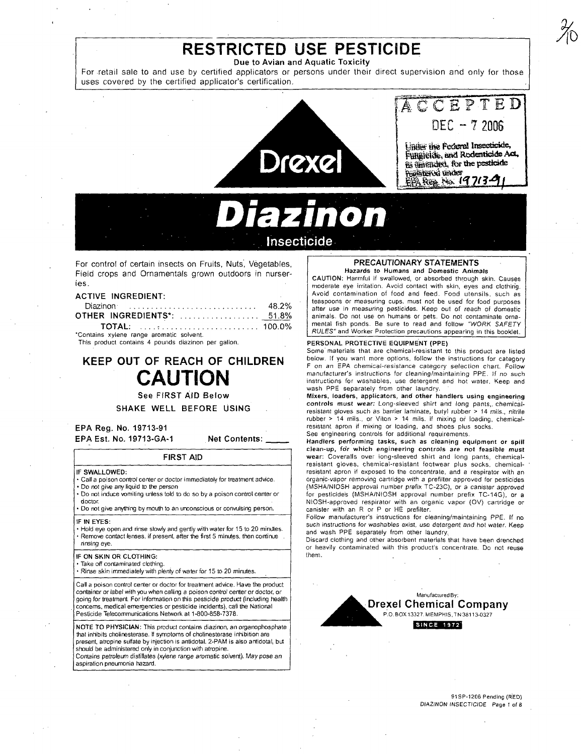# RESTRICTED USE PESTICIDE

**Due to Avian and Aquatic Toxicity**

For retail sale to and use by certified applicators or persons under their direct supervision and only for those uses covered by the certified applicator's certification.

ACCEPTED
DEC - 7 2006
Under the Federal Insecticide, Fungicide, and Rodenticide Act, as amended, for the pesticide registered under EPA Reg. No. 19713-91

Drexel

# Diazinon

## Insecticide

For control of certain insects on Fruits, Nuts, Vegetables, Field crops and Ornamentals grown outdoors in nurseries.

**ACTIVE INGREDIENT:**

| | |
|---|---|
| Diazinon | 48.2% |
| **OTHER INGREDIENTS*:** | 51.8% |
| **TOTAL:** | 100.0% |

*Contains xylene range aromatic solvent.
This product contains 4 pounds diazinon per gallon.

## KEEP OUT OF REACH OF CHILDREN

# CAUTION

See FIRST AID Below

SHAKE WELL BEFORE USING

**EPA Reg. No. 19713-91**
**EPA Est. No. 19713-GA-1** **Net Contents: ____**

### FIRST AID

**IF SWALLOWED:**
- Call a poison control center or doctor immediately for treatment advice.
- Do not give any liquid to the person
- Do not induce vomiting unless told to do so by a poison control center or doctor.
- Do not give anything by mouth to an unconscious or convulsing person.

**IF IN EYES:**
- Hold eye open and rinse slowly and gently with water for 15 to 20 minutes.
- Remove contact lenses, if present, after the first 5 minutes, then continue rinsing eye.

**IF ON SKIN OR CLOTHING:**
- Take off contaminated clothing.
- Rinse skin immediately with plenty of water for 15 to 20 minutes.

Call a poison control center or doctor for treatment advice. Have the product container or label with you when calling a poison control center or doctor, or going for treatment. For information on this pesticide product (including health concerns, medical emergencies or pesticide incidents), call the National Pesticide Telecommunications Network at 1-800-858-7378.

**NOTE TO PHYSICIAN:** This product contains diazinon, an organophosphate that inhibits cholinesterase. If symptoms of cholinesterase inhibition are present, atropine sulfate by injection is antidotal. 2-PAM is also antidotal, but should be administered only in conjunction with atropine.
*Contains petroleum distillates (xylene range aromatic solvent). May pose an aspiration pneumonia hazard.*

### PRECAUTIONARY STATEMENTS

**Hazards to Humans and Domestic Animals**

**CAUTION:** Harmful if swallowed, or absorbed through skin. Causes moderate eye irritation. Avoid contact with skin, eyes and clothing. Avoid contamination of food and feed. Food utensils, such as teaspoons or measuring cups, must not be used for food purposes after use in measuring pesticides. Keep out of reach of domestic animals. Do not use on humans or pets. Do not contaminate ornamental fish ponds. Be sure to read and follow *"WORK SAFETY RULES"* and Worker Protection precautions appearing in this booklet.

**PERSONAL PROTECTIVE EQUIPMENT (PPE)**

Some materials that are chemical-resistant to this product are listed below. If you want more options, follow the instructions for category F on an EPA chemical-resistance category selection chart. Follow manufacturer's instructions for cleaning/maintaining PPE. If no such instructions for washables, use detergent and hot water. Keep and wash PPE separately from other laundry.

***Mixers, loaders, applicators, and other handlers using engineering controls must wear:*** Long-sleeved shirt and long pants, chemical-resistant gloves such as barrier laminate, butyl rubber > 14 mils., nitrile rubber > 14 mils., or Viton > 14 mils. If mixing or loading, chemical-resistant apron if mixing or loading, and shoes plus socks.
See engineering controls for additional requirements.

***Handlers performing tasks, such as cleaning equipment or spill clean-up, for which engineering controls are not feasible must wear:*** Coveralls over long-sleeved shirt and long pants, chemical-resistant gloves, chemical-resistant footwear plus socks, chemical-resistant apron if exposed to the concentrate, and a respirator with an organic-vapor removing cartridge with a prefilter approved for pesticides (MSHA/NIOSH approval number prefix TC-23C), or a canister approved for pesticides (MSHA/NIOSH approval number prefix TC-14G), or a NIOSH-approved respirator with an organic vapor (OV) cartridge or canister with an R or P or HE prefilter.
Follow manufacturer's instructions for cleaning/maintaining PPE. If no such instructions for washables exist, use detergent and hot water. Keep and wash PPE separately from other laundry.
Discard clothing and other absorbent materials that have been drenched or heavily contaminated with this product's concentrate. Do not reuse them.

Manufactured By:
**Drexel Chemical Company**
P.O. BOX 13327, MEMPHIS, TN 38113-0327
SINCE 1972

91SP-1206 Pending (RED)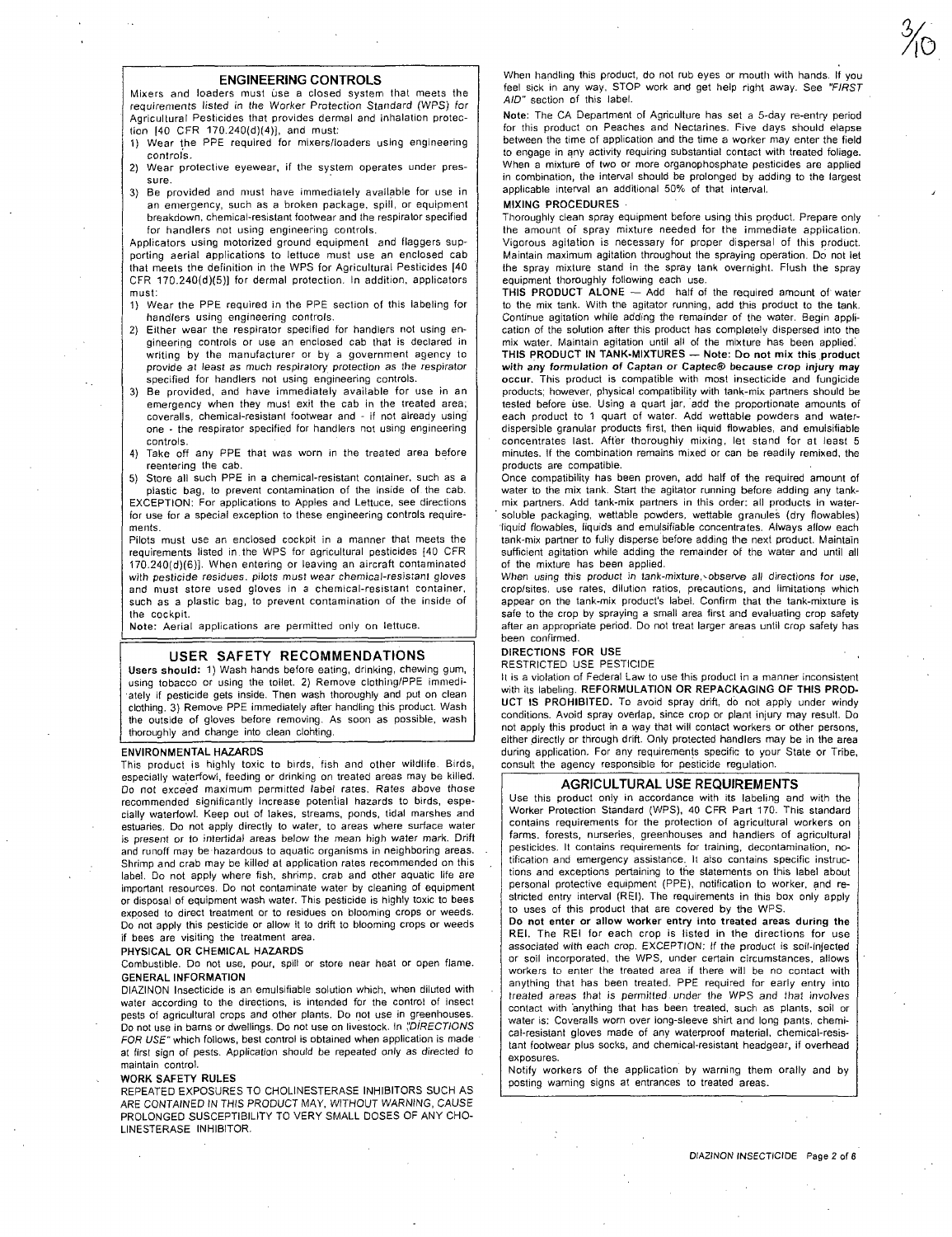## ENGINEERING CONTROLS

Mixers and loaders must use a closed system that meets the requirements listed in the Worker Protection Standard (WPS) for Agricultural Pesticides that provides dermal and inhalation protection [40 CFR 170.240(d)(4)], and must:

1) Wear the PPE required for mixers/loaders using engineering controls.
2) Wear protective eyewear, if the system operates under pressure.
3) Be provided and must have immediately available for use in an emergency, such as a broken package, spill, or equipment breakdown, chemical-resistant footwear and the respirator specified for handlers not using engineering controls.

Applicators using motorized ground equipment and flaggers supporting aerial applications to lettuce must use an enclosed cab that meets the definition in the WPS for Agricultural Pesticides [40 CFR 170.240(d)(5)] for dermal protection. In addition, applicators must:

1) Wear the PPE required in the PPE section of this labeling for handlers using engineering controls.
2) Either wear the respirator specified for handlers not using engineering controls or use an enclosed cab that is declared in writing by the manufacturer or by a government agency to provide at least as much respiratory protection as the respirator specified for handlers not using engineering controls.
3) Be provided, and have immediately available for use in an emergency when they must exit the cab in the treated area; coveralls, chemical-resistant footwear and - if not already using one - the respirator specified for handlers not using engineering controls.
4) Take off any PPE that was worn in the treated area before reentering the cab.
5) Store all such PPE in a chemical-resistant container, such as a plastic bag, to prevent contamination of the inside of the cab.

EXCEPTION: For applications to Apples and Lettuce, see directions for use for a special exception to these engineering controls requirements.

Pilots must use an enclosed cockpit in a manner that meets the requirements listed in the WPS for agricultural pesticides [40 CFR 170.240(d)(6)]. When entering or leaving an aircraft contaminated with pesticide residues, pilots must wear chemical-resistant gloves and must store used gloves in a chemical-resistant container, such as a plastic bag, to prevent contamination of the inside of the cockpit.

**Note:** Aerial applications are permitted only on lettuce.

## USER SAFETY RECOMMENDATIONS

**Users should:** 1) Wash hands before eating, drinking, chewing gum, using tobacco or using the toilet. 2) Remove clothing/PPE immediately if pesticide gets inside. Then wash thoroughly and put on clean clothing. 3) Remove PPE immediately after handling this product. Wash the outside of gloves before removing. As soon as possible, wash thoroughly and change into clean clohting.

### ENVIRONMENTAL HAZARDS

This product is highly toxic to birds, fish and other wildlife. Birds, especially waterfowl, feeding or drinking on treated areas may be killed. Do not exceed maximum permitted label rates. Rates above those recommended significantly increase potential hazards to birds, especially waterfowl. Keep out of lakes, streams, ponds, tidal marshes and estuaries. Do not apply directly to water, to areas where surface water is present or to intertidal areas below the mean high water mark. Drift and runoff may be hazardous to aquatic organisms in neighboring areas. Shrimp and crab may be killed at application rates recommended on this label. Do not apply where fish, shrimp, crab and other aquatic life are important resources. Do not contaminate water by cleaning of equipment or disposal of equipment wash water. This pesticide is highly toxic to bees exposed to direct treatment or to residues on blooming crops or weeds. Do not apply this pesticide or allow it to drift to blooming crops or weeds if bees are visiting the treatment area.

### PHYSICAL OR CHEMICAL HAZARDS

Combustible. Do not use, pour, spill or store near heat or open flame.

### GENERAL INFORMATION

DIAZINON Insecticide is an emulsifiable solution which, when diluted with water according to the directions, is intended for the control of insect pests of agricultural crops and other plants. Do not use in greenhouses. Do not use in barns or dwellings. Do not use on livestock. In *"DIRECTIONS FOR USE"* which follows, best control is obtained when application is made at first sign of pests. Application should be repeated only as directed to maintain control.

### WORK SAFETY RULES

REPEATED EXPOSURES TO CHOLINESTERASE INHIBITORS SUCH AS ARE CONTAINED IN THIS PRODUCT MAY, WITHOUT WARNING, CAUSE PROLONGED SUSCEPTIBILITY TO VERY SMALL DOSES OF ANY CHOLINESTERASE INHIBITOR.

When handling this product, do not rub eyes or mouth with hands. If you feel sick in any way, STOP work and get help right away. See *"FIRST AID"* section of this label.

**Note:** The CA Department of Agriculture has set a 5-day re-entry period for this product on Peaches and Nectarines. Five days should elapse between the time of application and the time a worker may enter the field to engage in any activity requiring substantial contact with treated foliage. When a mixture of two or more organophosphate pesticides are applied in combination, the interval should be prolonged by adding to the largest applicable interval an additional 50% of that interval.

### MIXING PROCEDURES

Thoroughly clean spray equipment before using this product. Prepare only the amount of spray mixture needed for the immediate application. Vigorous agitation is necessary for proper dispersal of this product. Maintain maximum agitation throughout the spraying operation. Do not let the spray mixture stand in the spray tank overnight. Flush the spray equipment thoroughly following each use.

**THIS PRODUCT ALONE** — Add half of the required amount of water to the mix tank. With the agitator running, add this product to the tank. Continue agitation while adding the remainder of the water. Begin application of the solution after this product has completely dispersed into the mix water. Maintain agitation until all of the mixture has been applied.

**THIS PRODUCT IN TANK-MIXTURES** — **Note: Do not mix this product with any formulation of Captan or Captec® because crop injury may occur.** This product is compatible with most insecticide and fungicide products; however, physical compatibility with tank-mix partners should be tested before use. Using a quart jar, add the proportionate amounts of each product to 1 quart of water. Add wettable powders and water-dispersible granular products first, then liquid flowables, and emulsifiable concentrates last. After thoroughly mixing, let stand for at least 5 minutes. If the combination remains mixed or can be readily remixed, the products are compatible.

Once compatibility has been proven, add half of the required amount of water to the mix tank. Start the agitator running before adding any tank-mix partners. Add tank-mix partners in this order: all products in water-soluble packaging, wettable powders, wettable granules (dry flowables) liquid flowables, liquids and emulsifiable concentrates. Always allow each tank-mix partner to fully disperse before adding the next product. Maintain sufficient agitation while adding the remainder of the water and until all of the mixture has been applied.

*When using this product in tank-mixture, observe all directions for use,* crop/sites, use rates, dilution ratios, precautions, and limitations which appear on the tank-mix product's label. Confirm that the tank-mixture is safe to the crop by spraying a small area first and evaluating crop safety after an appropriate period. Do not treat larger areas until crop safety has been confirmed.

### DIRECTIONS FOR USE

RESTRICTED USE PESTICIDE

It is a violation of Federal Law to use this product in a manner inconsistent with its labeling. **REFORMULATION OR REPACKAGING OF THIS PRODUCT IS PROHIBITED.** To avoid spray drift, do not apply under windy conditions. Avoid spray overlap, since crop or plant injury may result. Do not apply this product in a way that will contact workers or other persons, either directly or through drift. Only protected handlers may be in the area during application. For any requirements specific to your State or Tribe, consult the agency responsible for pesticide regulation.

## AGRICULTURAL USE REQUIREMENTS

Use this product only in accordance with its labeling and with the Worker Protection Standard (WPS), 40 CFR Part 170. This standard contains requirements for the protection of agricultural workers on farms, forests, nurseries, greenhouses and handlers of agricultural pesticides. It contains requirements for training, decontamination, notification and emergency assistance. It also contains specific instructions and exceptions pertaining to the statements on this label about personal protective equipment (PPE), notification to worker, and restricted entry interval (REI). The requirements in this box only apply to uses of this product that are covered by the WPS.

**Do not enter or allow worker entry into treated areas during the REI.** The REI for each crop is listed in the directions for use associated with each crop. EXCEPTION: If the product is soil-injected or soil incorporated, the WPS, under certain circumstances, allows workers to enter the treated area if there will be no contact with anything that has been treated. PPE required for early entry into *treated areas that is permitted under the WPS and that involves* contact with anything that has been treated, such as plants, soil or water is: Coveralls worn over long-sleeve shirt and long pants, chemical-resistant gloves made of any waterproof material, chemical-resistant footwear plus socks, and chemical-resistant headgear, if overhead exposures.

Notify workers of the application by warning them orally and by posting warning signs at entrances to treated areas.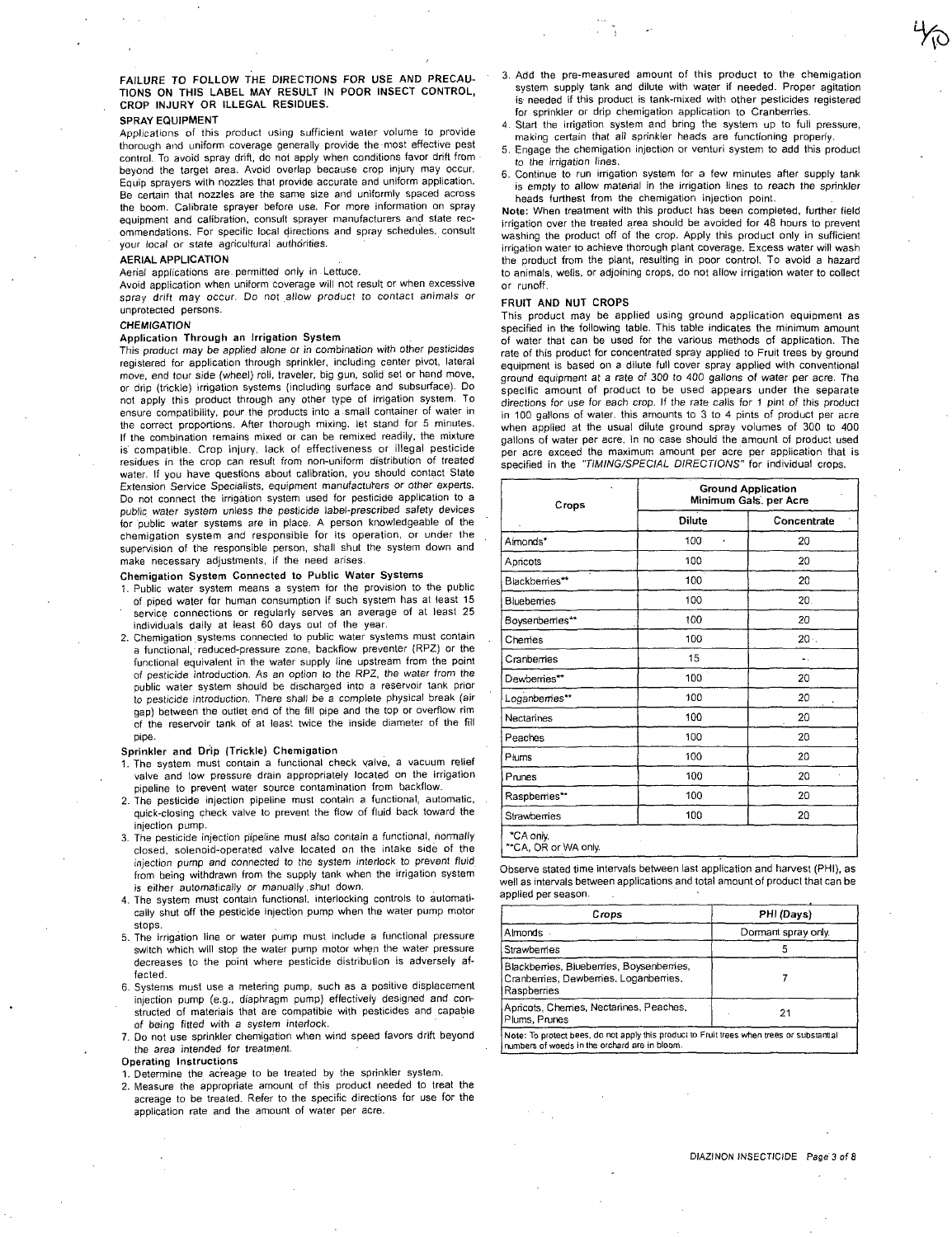**FAILURE TO FOLLOW THE DIRECTIONS FOR USE AND PRECAUTIONS ON THIS LABEL MAY RESULT IN POOR INSECT CONTROL, CROP INJURY OR ILLEGAL RESIDUES.**

**SPRAY EQUIPMENT**

Applications of this product using sufficient water volume to provide thorough and uniform coverage generally provide the most effective pest control. To avoid spray drift, do not apply when conditions favor drift from beyond the target area. Avoid overlap because crop injury may occur. Equip sprayers with nozzles that provide accurate and uniform application. Be certain that nozzles are the same size and uniformly spaced across the boom. Calibrate sprayer before use. For more information on spray equipment and calibration, consult sprayer manufacturers and state recommendations. For specific local directions and spray schedules, consult your local or state agricultural authorities.

**AERIAL APPLICATION**

Aerial applications are permitted only in Lettuce.

Avoid application when uniform coverage will not result or when excessive spray drift may occur. Do not allow product to contact animals or unprotected persons.

***CHEMIGATION***

**Application Through an Irrigation System**

This product may be applied alone or in combination with other pesticides registered for application through sprinkler, including center pivot, lateral move, end tour side (wheel) roll, traveler, big gun, solid set or hand move, or drip (trickle) irrigation systems (including surface and subsurface). Do not apply this product through any other type of irrigation system. To ensure compatibility, pour the products into a small container of water in the correct proportions. After thorough mixing, let stand for 5 minutes. If the combination remains mixed or can be remixed readily, the mixture is compatible. Crop injury, lack of effectiveness or illegal pesticide residues in the crop can result from non-uniform distribution of treated water. If you have questions about calibration, you should contact State Extension Service Specialists, equipment manufacturers or other experts. Do not connect the irrigation system used for pesticide application to a public water system unless the pesticide label-prescribed safety devices for public water systems are in place. A person knowledgeable of the chemigation system and responsible for its operation, or under the supervision of the responsible person, shall shut the system down and make necessary adjustments, if the need arises.

**Chemigation System Connected to Public Water Systems**

1. Public water system means a system for the provision to the public of piped water for human consumption if such system has at least 15 service connections or regularly serves an average of at least 25 individuals daily at least 60 days out of the year.
2. Chemigation systems connected to public water systems must contain a functional, reduced-pressure zone, backflow preventer (RPZ) or the functional equivalent in the water supply line upstream from the point of pesticide introduction. As an option to the RPZ, the water from the public water system should be discharged into a reservoir tank prior to pesticide introduction. There shall be a complete physical break (air gap) between the outlet end of the fill pipe and the top or overflow rim of the reservoir tank of at least twice the inside diameter of the fill pipe.

**Sprinkler and Drip (Trickle) Chemigation**

1. The system must contain a functional check valve, a vacuum relief valve and low pressure drain appropriately located on the irrigation pipeline to prevent water source contamination from backflow.
2. The pesticide injection pipeline must contain a functional, automatic, quick-closing check valve to prevent the flow of fluid back toward the injection pump.
3. The pesticide injection pipeline must also contain a functional, normally closed, solenoid-operated valve located on the intake side of the injection pump and connected to the system interlock to prevent fluid from being withdrawn from the supply tank when the irrigation system is either automatically or manually shut down.
4. The system must contain functional, interlocking controls to automatically shut off the pesticide injection pump when the water pump motor stops.
5. The irrigation line or water pump must include a functional pressure switch which will stop the water pump motor when the water pressure decreases to the point where pesticide distribution is adversely affected.
6. Systems must use a metering pump, such as a positive displacement injection pump (e.g., diaphragm pump) effectively designed and constructed of materials that are compatible with pesticides and capable of being fitted with a system interlock.
7. Do not use sprinkler chemigation when wind speed favors drift beyond the area intended for treatment.

**Operating Instructions**

1. Determine the acreage to be treated by the sprinkler system.
2. Measure the appropriate amount of this product needed to treat the acreage to be treated. Refer to the specific directions for use for the application rate and the amount of water per acre.
3. Add the pre-measured amount of this product to the chemigation system supply tank and dilute with water if needed. Proper agitation is needed if this product is tank-mixed with other pesticides registered for sprinkler or drip chemigation application to Cranberries.
4. Start the irrigation system and bring the system up to full pressure, making certain that all sprinkler heads are functioning properly.
5. Engage the chemigation injection or venturi system to add this product to the irrigation lines.
6. Continue to run irrigation system for a few minutes after supply tank is empty to allow material in the irrigation lines to reach the sprinkler heads furthest from the chemigation injection point.

**Note:** When treatment with this product has been completed, further field irrigation over the treated area should be avoided for 48 hours to prevent washing the product off of the crop. Apply this product only in sufficient irrigation water to achieve thorough plant coverage. Excess water will wash the product from the plant, resulting in poor control. To avoid a hazard to animals, wells, or adjoining crops, do not allow irrigation water to collect or runoff.

**FRUIT AND NUT CROPS**

This product may be applied using ground application equipment as specified in the following table. This table indicates the minimum amount of water that can be used for the various methods of application. The rate of this product for concentrated spray applied to Fruit trees by ground equipment is based on a dilute full cover spray applied with conventional ground equipment at a rate of 300 to 400 gallons of water per acre. The specific amount of product to be used appears under the separate directions for use for each crop. If the rate calls for 1 pint of this product in 100 gallons of water, this amounts to 3 to 4 pints of product per acre when applied at the usual dilute ground spray volumes of 300 to 400 gallons of water per acre. In no case should the amount of product used per acre exceed the maximum amount per acre per application that is specified in the *"TIMING/SPECIAL DIRECTIONS"* for individual crops.

| Crops | Ground Application Minimum Gals. per Acre | |
|---|---|---|
| | Dilute | Concentrate |
| Almonds* | 100 | 20 |
| Apricots | 100 | 20 |
| Blackberries** | 100 | 20 |
| Blueberries | 100 | 20 |
| Boysenberries** | 100 | 20 |
| Cherries | 100 | 20 |
| Cranberries | 15 | - |
| Dewberries** | 100 | 20 |
| Loganberries** | 100 | 20 |
| Nectarines | 100 | 20 |
| Peaches | 100 | 20 |
| Plums | 100 | 20 |
| Prunes | 100 | 20 |
| Raspberries** | 100 | 20 |
| Strawberries | 100 | 20 |

*CA only.
**CA, OR or WA only.

Observe stated time intervals between last application and harvest (PHI), as well as intervals between applications and total amount of product that can be applied per season.

| Crops | PHI (Days) |
|---|---|
| Almonds | Dormant spray only. |
| Strawberries | 5 |
| Blackberries, Blueberries, Boysenberries, Cranberries, Dewberries, Loganberries, Raspberries | 7 |
| Apricots, Cherries, Nectarines, Peaches, Plums, Prunes | 21 |

Note: To protect bees, do not apply this product to Fruit trees when trees or substantial numbers of weeds in the orchard are in bloom.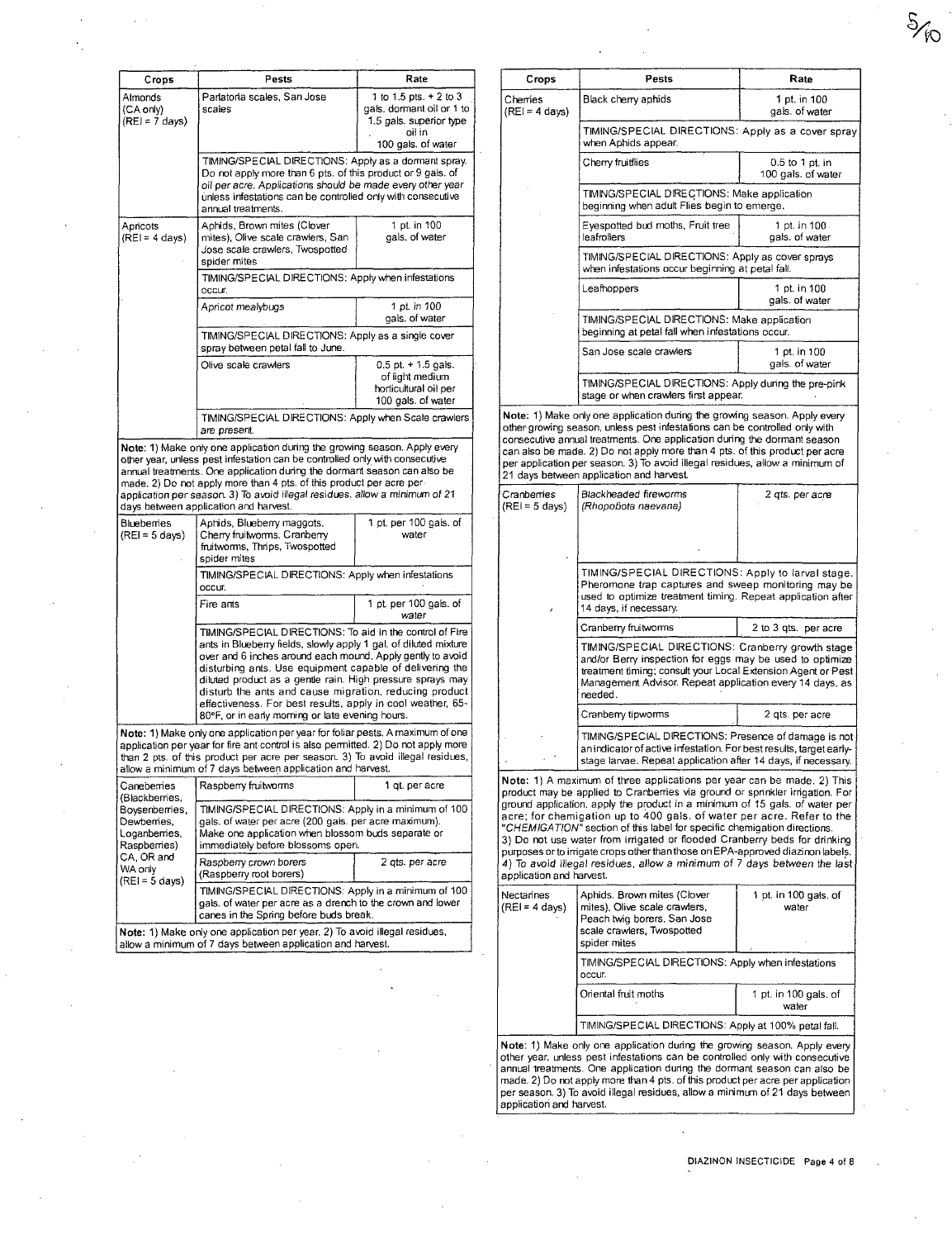| Crops | Pests | Rate |
|---|---|---|
| Almonds (CA only) (REI = 7 days) | Parlatoria scales, San Jose scales | 1 to 1.5 pts. + 2 to 3 gals. dormant oil or 1 to 1.5 gals. superior type oil in 100 gals. of water |
| | TIMING/SPECIAL DIRECTIONS: Apply as a dormant spray. Do not apply more than 6 pts. of this product or 9 gals. of oil per acre. Applications should be made every other year unless infestations can be controlled only with consecutive annual treatments. | |
| Apricots (REI = 4 days) | Aphids, Brown mites (Clover mites), Olive scale crawlers, San Jose scale crawlers, Twospotted spider mites | 1 pt. in 100 gals. of water |
| | TIMING/SPECIAL DIRECTIONS: Apply when infestations occur. | |
| | Apricot mealybugs | 1 pt. in 100 gals. of water |
| | TIMING/SPECIAL DIRECTIONS: Apply as a single cover spray between petal fall to June. | |
| | Olive scale crawlers | 0.5 pt. + 1.5 gals. of light medium horticultural oil per 100 gals. of water |
| | TIMING/SPECIAL DIRECTIONS: Apply when Scale crawlers are present. | |

**Note:** 1) Make only one application during the growing season. Apply every other year, unless pest infestation can be controlled only with consecutive annual treatments. One application during the dormant season can also be made. 2) Do not apply more than 4 pts. of this product per acre per application per season. 3) *To avoid illegal residues, allow a minimum of 21 days between application and harvest.*

| Crops | Pests | Rate |
|---|---|---|
| Blueberries (REI = 5 days) | Aphids, Blueberry maggots, Cherry fruitworms, Cranberry fruitworms, Thrips, Twospotted spider mites | 1 pt. per 100 gals. of water |
| | TIMING/SPECIAL DIRECTIONS: Apply when infestations occur. | |
| | Fire ants | 1 pt. per 100 gals. of water |
| | TIMING/SPECIAL DIRECTIONS: To aid in the control of Fire ants in Blueberry fields, slowly apply 1 gal. of diluted mixture over and 6 inches around each mound. Apply gently to avoid disturbing ants. Use equipment capable of delivering the diluted product as a gentle rain. High pressure sprays may disturb the ants and cause migration, reducing product effectiveness. For best results, apply in cool weather, 65-80°F, or in early morning or late evening hours. | |

**Note:** 1) Make only one application per year for foliar pests. A maximum of one application per year for fire ant control is also permitted. 2) Do not apply more than 2 pts. of this product per acre per season. 3) *To avoid illegal residues, allow a minimum of 7 days between application and harvest.*

| Crops | Pests | Rate |
|---|---|---|
| Caneberries (Blackberries, Boysenberries, Dewberries, Loganberries, Raspberries) CA, OR and WA only (REI = 5 days) | Raspberry fruitworms | 1 qt. per acre |
| | TIMING/SPECIAL DIRECTIONS: Apply in a minimum of 100 gals. of water per acre (200 gals. per acre maximum). Make one application when blossom buds separate or immediately before blossoms open. | |
| | Raspberry crown borers (Raspberry root borers) | 2 qts. per acre |
| | TIMING/SPECIAL DIRECTIONS: Apply in a minimum of 100 gals. of water per acre as a drench to the crown and lower canes in the Spring before buds break. | |

**Note:** 1) Make only one application per year. 2) *To avoid illegal residues, allow a minimum of 7 days between application and harvest.*

| Crops | Pests | Rate |
|---|---|---|
| Cherries (REI = 4 days) | Black cherry aphids | 1 pt. in 100 gals. of water |
| | TIMING/SPECIAL DIRECTIONS: Apply as a cover spray when Aphids appear. | |
| | Cherry fruitflies | 0.5 to 1 pt. in 100 gals. of water |
| | TIMING/SPECIAL DIRECTIONS: Make application beginning when adult Flies begin to emerge. | |
| | Eyespotted bud moths, Fruit tree leafrollers | 1 pt. in 100 gals. of water |
| | TIMING/SPECIAL DIRECTIONS: Apply as cover sprays when infestations occur beginning at petal fall. | |
| | Leafhoppers | 1 pt. in 100 gals. of water |
| | TIMING/SPECIAL DIRECTIONS: Make application beginning at petal fall when infestations occur. | |
| | San Jose scale crawlers | 1 pt. in 100 gals. of water |
| | TIMING/SPECIAL DIRECTIONS: Apply during the pre-pink stage or when crawlers first appear. | |

**Note:** 1) Make only one application during the growing season. Apply every other growing season, unless pest infestations can be controlled only with consecutive annual treatments. One application during the dormant season can also be made. 2) Do not apply more than 4 pts. of this product per acre per application per season. 3) To avoid illegal residues, allow a minimum of 21 days between application and harvest.

| Crops | Pests | Rate |
|---|---|---|
| Cranberries (REI = 5 days) | Blackheaded fireworms (*Rhopobota naevana*) | 2 qts. per acre |
| | TIMING/SPECIAL DIRECTIONS: Apply to larval stage. Pheromone trap captures and sweep monitoring may be used to optimize treatment timing. Repeat application after 14 days, if necessary. | |
| | Cranberry fruitworms | 2 to 3 qts. per acre |
| | TIMING/SPECIAL DIRECTIONS: Cranberry growth stage and/or Berry inspection for eggs may be used to optimize treatment timing; consult your Local Extension Agent or Pest Management Advisor. Repeat application every 14 days, as needed. | |
| | Cranberry tipworms | 2 qts. per acre |
| | TIMING/SPECIAL DIRECTIONS: Presence of damage is not an indicator of active infestation. For best results, target early-stage larvae. Repeat application after 14 days, if necessary. | |

**Note:** 1) A maximum of three applications per year can be made. 2) This product may be applied to Cranberries via ground or sprinkler irrigation. For ground application, apply the product in a minimum of 15 gals. of water per acre; for chemigation up to 400 gals. of water per acre. Refer to the "*CHEMIGATION*" section of this label for specific chemigation directions. 3) Do not use water from irrigated or flooded Cranberry beds for drinking purposes or to irrigate crops other than those on EPA-approved diazinon labels. 4) *To avoid illegal residues, allow a minimum of 7 days between the last application and harvest.*

| Crops | Pests | Rate |
|---|---|---|
| Nectarines (REI = 4 days) | Aphids, Brown mites (Clover mites), Olive scale crawlers, Peach twig borers, San Jose scale crawlers, Twospotted spider mites | 1 pt. in 100 gals. of water |
| | TIMING/SPECIAL DIRECTIONS: Apply when infestations occur. | |
| | Oriental fruit moths | 1 pt. in 100 gals. of water |
| | TIMING/SPECIAL DIRECTIONS: Apply at 100% petal fall. | |

**Note:** 1) Make only one application during the growing season. Apply every other year, unless pest infestations can be controlled only with consecutive annual treatments. One application during the dormant season can also be made. 2) Do not apply more than 4 pts. of this product per acre per application per season. 3) To avoid illegal residues, allow a minimum of 21 days between application and harvest.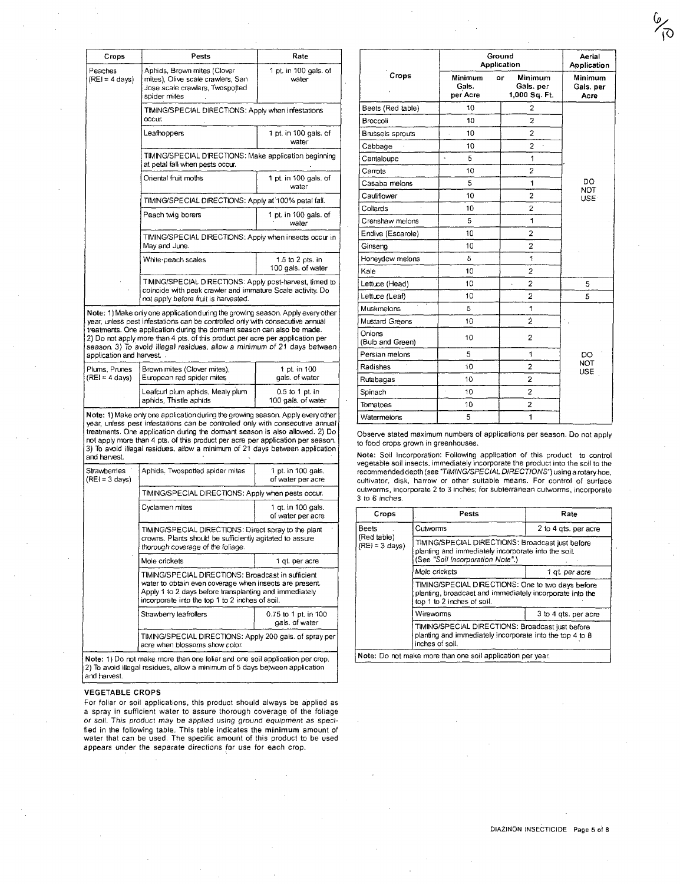| Crops | Pests | Rate |
|---|---|---|
| Peaches (REI = 4 days) | Aphids, Brown mites (Clover mites), Olive scale crawlers, San Jose scale crawlers, Twospotted spider mites | 1 pt. in 100 gals. of water |
| | TIMING/SPECIAL DIRECTIONS: Apply when infestations occur. | |
| | Leafhoppers | 1 pt. in 100 gals. of water |
| | TIMING/SPECIAL DIRECTIONS: Make application beginning at petal fall when pests occur. | |
| | Oriental fruit moths | 1 pt. in 100 gals. of water |
| | TIMING/SPECIAL DIRECTIONS: Apply at 100% petal fall. | |
| | Peach twig borers | 1 pt. in 100 gals. of water |
| | TIMING/SPECIAL DIRECTIONS: Apply when insects occur in May and June. | |
| | White peach scales | 1.5 to 2 pts. in 100 gals. of water |
| | TIMING/SPECIAL DIRECTIONS: Apply post-harvest, timed to coincide with peak crawler and immature Scale activity. Do not apply before fruit is harvested. | |
| **Note:** 1) Make only one application during the growing season. Apply every other year, unless pest infestations can be controlled only with consecutive annual treatments. One application during the dormant season can also be made. 2) Do not apply more than 4 pts. of this product per acre per application per season. 3) To avoid illegal residues, allow a minimum of 21 days between application and harvest. | | |
| Plums, Prunes (REI = 4 days) | Brown mites (Clover mites), European red spider mites | 1 pt. in 100 gals. of water |
| | Leafcurl plum aphids, Mealy plum aphids, Thistle aphids | 0.5 to 1 pt. in 100 gals. of water |
| **Note:** 1) Make only one application during the growing season. Apply every other year, unless pest infestations can be controlled only with consecutive annual treatments. One application during the dormant season is also allowed. 2) Do not apply more than 4 pts. of this product per acre per application per season. 3) To avoid illegal residues, allow a minimum of 21 days between application and harvest. | | |
| Strawberries (REI = 3 days) | Aphids, Twospotted spider mites | 1 pt. in 100 gals. of water per acre |
| | TIMING/SPECIAL DIRECTIONS: Apply when pests occur. | |
| | Cyclamen mites | 1 qt. in 100 gals. of water per acre |
| | TIMING/SPECIAL DIRECTIONS: Direct spray to the plant crowns. Plants should be sufficiently agitated to assure thorough coverage of the foliage. | |
| | Mole crickets | 1 qt. per acre |
| | TIMING/SPECIAL DIRECTIONS: Broadcast in sufficient water to obtain even coverage when insects are present. Apply 1 to 2 days before transplanting and immediately incorporate into the top 1 to 2 inches of soil. | |
| | Strawberry leafrollers | 0.75 to 1 pt. in 100 gals. of water |
| | TIMING/SPECIAL DIRECTIONS: Apply 200 gals. of spray per acre when blossoms show color. | |
| **Note:** 1) Do not make more than one foliar and one soil application per crop. 2) To avoid illegal residues, allow a minimum of 5 days between application and harvest. | | |

### VEGETABLE CROPS

For foliar or soil applications, this product should always be applied as a spray in sufficient water to assure thorough coverage of the foliage or soil. This product may be applied using ground equipment as specified in the following table. This table indicates the **minimum** amount of water that can be used. The specific amount of this product to be used appears under the separate directions for use for each crop.

| Crops | Ground Application: Minimum Gals. per Acre | or Minimum Gals. per 1,000 Sq. Ft. | Aerial Application: Minimum Gals. per Acre |
|---|---|---|---|
| Beets (Red table) | 10 | 2 | DO NOT USE |
| Broccoli | 10 | 2 | |
| Brussels sprouts | 10 | 2 | |
| Cabbage | 10 | 2 | |
| Cantaloupe | 5 | 1 | |
| Carrots | 10 | 2 | |
| Casaba melons | 5 | 1 | |
| Cauliflower | 10 | 2 | |
| Collards | 10 | 2 | |
| Crenshaw melons | 5 | 1 | |
| Endive (Escarole) | 10 | 2 | |
| Ginseng | 10 | 2 | |
| Honeydew melons | 5 | 1 | |
| Kale | 10 | 2 | |
| Lettuce (Head) | 10 | 2 | 5 |
| Lettuce (Leaf) | 10 | 2 | 5 |
| Muskmelons | 5 | 1 | DO NOT USE |
| Mustard Greens | 10 | 2 | |
| Onions (Bulb and Green) | 10 | 2 | |
| Persian melons | 5 | 1 | |
| Radishes | 10 | 2 | |
| Rutabagas | 10 | 2 | |
| Spinach | 10 | 2 | |
| Tomatoes | 10 | 2 | |
| Watermelons | 5 | 1 | |

Observe stated maximum numbers of applications per season. Do not apply to food crops grown in greenhouses.

**Note:** Soil Incorporation: Following application of this product to control vegetable soil insects, immediately incorporate the product into the soil to the recommended depth (see "*TIMING/SPECIAL DIRECTIONS*") using a rotary hoe, cultivator, disk, harrow or other suitable means. For control of surface cutworms, incorporate 2 to 3 inches; for subterranean cutworms, incorporate 3 to 6 inches.

| Crops | Pests | Rate |
|---|---|---|
| Beets (Red table) (REI = 3 days) | Cutworms | 2 to 4 qts. per acre |
| | TIMING/SPECIAL DIRECTIONS: Broadcast just before planting and immediately incorporate into the soil. (See "*Soil Incorporation Note*".) | |
| | *Mole crickets* | *1 qt. per acre* |
| | TIMING/SPECIAL DIRECTIONS: One to two days before planting, broadcast and immediately incorporate into the top 1 to 2 inches of soil. | |
| | Wireworms | 3 to 4 qts. per acre |
| | TIMING/SPECIAL DIRECTIONS: Broadcast just before planting and immediately incorporate into the top 4 to 8 inches of soil. | |
| **Note:** Do not make more than one soil application per year. | | |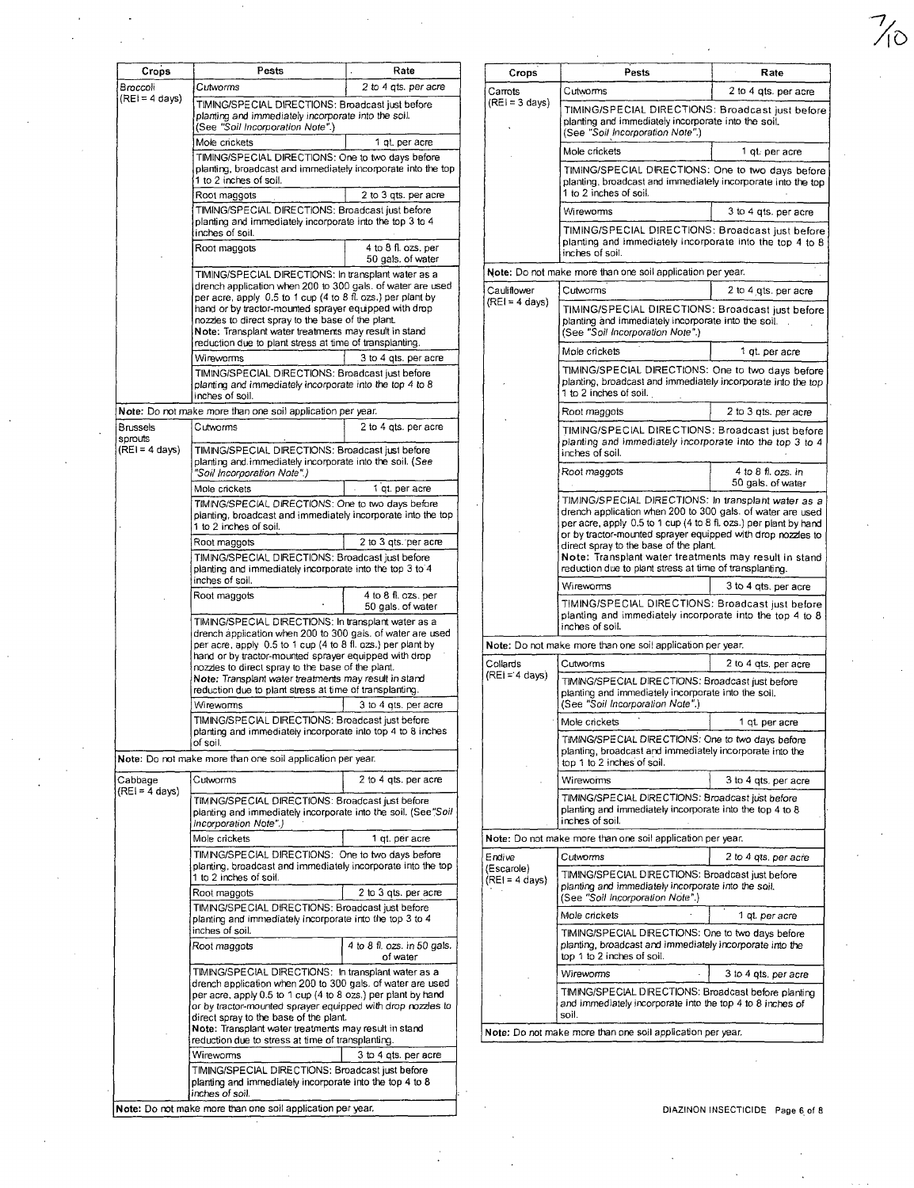| Crops | Pests | Rate |
|---|---|---|
| Broccoli (REI = 4 days) | Cutworms | 2 to 4 qts. per acre |
| | TIMING/SPECIAL DIRECTIONS: Broadcast just before planting and immediately incorporate into the soil. (See "Soil Incorporation Note".) | |
| | Mole crickets | 1 qt. per acre |
| | TIMING/SPECIAL DIRECTIONS: One to two days before planting, broadcast and immediately incorporate into the top 1 to 2 inches of soil. | |
| | Root maggots | 2 to 3 qts. per acre |
| | TIMING/SPECIAL DIRECTIONS: Broadcast just before planting and immediately incorporate into the top 3 to 4 inches of soil. | |
| | Root maggots | 4 to 8 fl. ozs. per 50 gals. of water |
| | TIMING/SPECIAL DIRECTIONS: In transplant water as a drench application when 200 to 300 gals. of water are used per acre, apply 0.5 to 1 cup (4 to 8 fl. ozs.) per plant by hand or by tractor-mounted sprayer equipped with drop nozzles to direct spray to the base of the plant. **Note:** Transplant water treatments may result in stand reduction due to plant stress at time of transplanting. | |
| | Wireworms | 3 to 4 qts. per acre |
| | TIMING/SPECIAL DIRECTIONS: Broadcast just before planting and immediately incorporate into the top 4 to 8 inches of soil. | |
| **Note:** Do not make more than one soil application per year. | | |
| Brussels sprouts (REI = 4 days) | Cutworms | 2 to 4 qts. per acre |
| | TIMING/SPECIAL DIRECTIONS: Broadcast just before planting and immediately incorporate into the soil. (See "Soil Incorporation Note".) | |
| | Mole crickets | 1 qt. per acre |
| | TIMING/SPECIAL DIRECTIONS: One to two days before planting, broadcast and immediately incorporate into the top 1 to 2 inches of soil. | |
| | Root maggots | 2 to 3 qts. per acre |
| | TIMING/SPECIAL DIRECTIONS: Broadcast just before planting and immediately incorporate into the top 3 to 4 inches of soil. | |
| | Root maggots | 4 to 8 fl. ozs. per 50 gals. of water |
| | TIMING/SPECIAL DIRECTIONS: In transplant water as a drench application when 200 to 300 gals. of water are used per acre, apply 0.5 to 1 cup (4 to 8 fl. ozs.) per plant by hand or by tractor-mounted sprayer equipped with drop nozzles to direct spray to the base of the plant. **Note:** *Transplant water treatments may result in stand reduction due to plant stress at time of transplanting.* | |
| | Wireworms | 3 to 4 qts. per acre |
| | TIMING/SPECIAL DIRECTIONS: Broadcast just before planting and immediately incorporate into top 4 to 8 inches of soil. | |
| **Note:** Do not make more than one soil application per year. | | |
| Cabbage (REI = 4 days) | Cutworms | 2 to 4 qts. per acre |
| | TIMING/SPECIAL DIRECTIONS: Broadcast just before planting and immediately incorporate into the soil. (See "Soil Incorporation Note".) | |
| | Mole crickets | 1 qt. per acre |
| | TIMING/SPECIAL DIRECTIONS: One to two days before planting, broadcast and immediately incorporate into the top 1 to 2 inches of soil. | |
| | Root maggots | 2 to 3 qts. per acre |
| | TIMING/SPECIAL DIRECTIONS: Broadcast just before planting and immediately incorporate into the top 3 to 4 inches of soil. | |
| | Root maggots | 4 to 8 fl. ozs. in 50 gals. of water |
| | TIMING/SPECIAL DIRECTIONS: In transplant water as a drench application when 200 to 300 gals. of water are used per acre, apply 0.5 to 1 cup (4 to 8 ozs.) per plant by hand or by tractor-mounted sprayer equipped with drop nozzles to direct spray to the base of the plant. **Note:** Transplant water treatments may result in stand reduction due to stress at time of transplanting. | |
| | Wireworms | 3 to 4 qts. per acre |
| | TIMING/SPECIAL DIRECTIONS: Broadcast just before planting and immediately incorporate into the top 4 to 8 inches of soil. | |
| **Note:** Do not make more than one soil application per year. | | |

| Crops | Pests | Rate |
|---|---|---|
| Carrots (REI = 3 days) | Cutworms | 2 to 4 qts. per acre |
| | TIMING/SPECIAL DIRECTIONS: Broadcast just before planting and immediately incorporate into the soil. (See "Soil Incorporation Note".) | |
| | Mole crickets | 1 qt. per acre |
| | TIMING/SPECIAL DIRECTIONS: One to two days before planting, broadcast and immediately incorporate into the top 1 to 2 inches of soil. | |
| | Wireworms | 3 to 4 qts. per acre |
| | TIMING/SPECIAL DIRECTIONS: Broadcast just before planting and immediately incorporate into the top 4 to 8 inches of soil. | |
| **Note:** Do not make more than one soil application per year. | | |
| Cauliflower (REI = 4 days) | Cutworms | 2 to 4 qts. per acre |
| | TIMING/SPECIAL DIRECTIONS: Broadcast just before planting and immediately incorporate into the soil. (See "Soil Incorporation Note".) | |
| | Mole crickets | 1 qt. per acre |
| | TIMING/SPECIAL DIRECTIONS: One to two days before planting, broadcast and immediately incorporate into the top 1 to 2 inches of soil. | |
| | Root maggots | 2 to 3 qts. per acre |
| | TIMING/SPECIAL DIRECTIONS: Broadcast just before planting and immediately incorporate into the top 3 to 4 inches of soil. | |
| | Root maggots | 4 to 8 fl. ozs. in 50 gals. of water |
| | TIMING/SPECIAL DIRECTIONS: In transplant water as a drench application when 200 to 300 gals. of water are used per acre, apply 0.5 to 1 cup (4 to 8 fl. ozs.) per plant by hand or by tractor-mounted sprayer equipped with drop nozzles to direct spray to the base of the plant. **Note:** Transplant water treatments may result in stand reduction due to plant stress at time of transplanting. | |
| | Wireworms | 3 to 4 qts. per acre |
| | TIMING/SPECIAL DIRECTIONS: Broadcast just before planting and immediately incorporate into the top 4 to 8 inches of soil. | |
| **Note:** Do not make more than one soil application per year. | | |
| Collards (REI = 4 days) | Cutworms | 2 to 4 qts. per acre |
| | TIMING/SPECIAL DIRECTIONS: Broadcast just before planting and immediately incorporate into the soil. (See "Soil Incorporation Note".) | |
| | Mole crickets | 1 qt. per acre |
| | TIMING/SPECIAL DIRECTIONS: One to two days before planting, broadcast and immediately incorporate into the top 1 to 2 inches of soil. | |
| | Wireworms | 3 to 4 qts. per acre |
| | TIMING/SPECIAL DIRECTIONS: Broadcast just before planting and immediately incorporate into the top 4 to 8 inches of soil. | |
| **Note:** Do not make more than one soil application per year. | | |
| Endive (Escarole) (REI = 4 days) | Cutworms | 2 to 4 qts. per acre |
| | TIMING/SPECIAL DIRECTIONS: Broadcast just before planting and immediately incorporate into the soil. (See "Soil Incorporation Note".) | |
| | Mole crickets | 1 qt. per acre |
| | TIMING/SPECIAL DIRECTIONS: One to two days before planting, broadcast and immediately incorporate into the top 1 to 2 inches of soil. | |
| | Wireworms | 3 to 4 qts. per acre |
| | TIMING/SPECIAL DIRECTIONS: Broadcast before planting and immediately incorporate into the top 4 to 8 inches of soil. | |
| **Note:** Do not make more than one soil application per year. | | |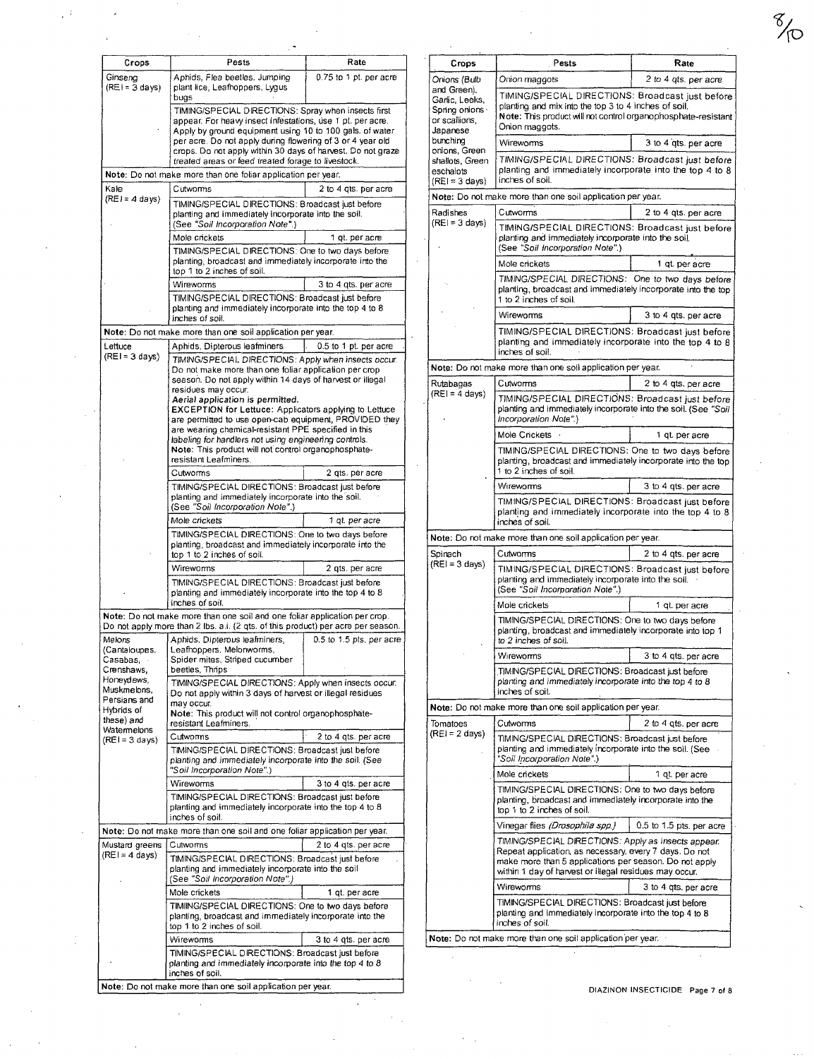| Crops | Pests | Rate |
|---|---|---|
| Ginseng (REI = 3 days) | Aphids, Flea beetles, Jumping plant lice, Leafhoppers, Lygus bugs | 0.75 to 1 pt. per acre |
| | TIMING/SPECIAL DIRECTIONS: Spray when insects first appear. For heavy insect infestations, use 1 pt. per acre. Apply by ground equipment using 10 to 100 gals. of water per acre. Do not apply during flowering of 3 or 4 year old crops. Do not apply within 30 days of harvest. Do not graze treated areas or feed treated forage to livestock. | |
| **Note:** Do not make more than one foliar application per year. | | |
| Kale (REI = 4 days) | Cutworms | 2 to 4 qts. per acre |
| | TIMING/SPECIAL DIRECTIONS: Broadcast just before planting and immediately incorporate into the soil. (See *"Soil Incorporation Note"*.) | |
| | Mole crickets | 1 qt. per acre |
| | TIMING/SPECIAL DIRECTIONS: One to two days before planting, broadcast and immediately incorporate into the top 1 to 2 inches of soil. | |
| | Wireworms | 3 to 4 qts. per acre |
| | TIMING/SPECIAL DIRECTIONS: Broadcast just before planting and immediately incorporate into the top 4 to 8 inches of soil. | |
| **Note:** Do not make more than one soil application per year. | | |
| Lettuce (REI = 3 days) | Aphids, Dipterous leafminers | 0.5 to 1 pt. per acre |
| | *TIMING/SPECIAL DIRECTIONS: Apply when insects occur.* Do not make more than one foliar application per crop season. Do not apply within 14 days of harvest or illegal residues may occur. ***Aerial application is permitted.*** **EXCEPTION for Lettuce:** Applicators applying to Lettuce are permitted to use open-cab equipment, PROVIDED they are wearing chemical-resistant PPE specified in this labeling for handlers not using engineering controls. **Note:** This product will not control organophosphate-resistant Leafminers. | |
| | Cutworms | 2 qts. per acre |
| | TIMING/SPECIAL DIRECTIONS: Broadcast just before planting and immediately incorporate into the soil. (See *"Soil Incorporation Note"*.) | |
| | *Mole crickets* | *1 qt. per acre* |
| | TIMING/SPECIAL DIRECTIONS: One to two days before planting, broadcast and immediately incorporate into the top 1 to 2 inches of soil. | |
| | Wireworms | 2 qts. per acre |
| | TIMING/SPECIAL DIRECTIONS: Broadcast just before planting and immediately incorporate into the top 4 to 8 inches of soil. | |
| **Note:** Do not make more than one soil and one foliar application per crop. Do not apply more than 2 lbs. a.i. (2 qts. of this product) per acre per season. | | |
| Melons (Cantaloupes, Casabas, Crenshaws, Honeydews, Muskmelons, Persians and Hybrids of these) and Watermelons (REI = 3 days) | Aphids, Dipterous leafminers, Leafhoppers, Melonworms, Spider mites, Striped cucumber beetles, Thrips | 0.5 to 1.5 pts. per acre |
| | TIMING/SPECIAL DIRECTIONS: Apply when insects occur. Do not apply within 3 days of harvest or illegal residues may occur. **Note:** This product will not control organophosphate-resistant Leafminers. | |
| | Cutworms | 2 to 4 qts. per acre |
| | TIMING/SPECIAL DIRECTIONS: Broadcast just before planting and immediately incorporate into the soil. (See *"Soil Incorporation Note"*.) | |
| | Wireworms | 3 to 4 qts. per acre |
| | TIMING/SPECIAL DIRECTIONS: Broadcast just before planting and immediately incorporate into the top 4 to 8 inches of soil. | |
| **Note:** Do not make more than one soil and one foliar application per year. | | |
| Mustard greens (REI = 4 days) | Cutworms | 2 to 4 qts. per acre |
| | TIMING/SPECIAL DIRECTIONS: Broadcast just before planting and immediately incorporate into the soil (See *"Soil Incorporation Note"*.) | |
| | Mole crickets | 1 qt. per acre |
| | TIMING/SPECIAL DIRECTIONS: One to two days before planting, broadcast and immediately incorporate into the top 1 to 2 inches of soil. | |
| | Wireworms | 3 to 4 qts. per acre |
| | TIMING/SPECIAL DIRECTIONS: Broadcast just before *planting and immediately incorporate into the top 4 to 8* inches of soil. | |
| **Note:** Do not make more than one soil application per year. | | |

| Crops | Pests | Rate |
|---|---|---|
| Onions (Bulb and Green), Garlic, Leeks, Spring onions or scallions, Japanese bunching onions, Green shallots, Green eschalots (REI = 3 days) | *Onion maggots* | *2 to 4 qts. per acre* |
| | TIMING/SPECIAL DIRECTIONS: Broadcast just before planting and mix into the top 3 to 4 inches of soil. **Note:** This product will not control organophosphate-resistant Onion maggots. | |
| | Wireworms | 3 to 4 qts. per acre |
| | *TIMING/SPECIAL DIRECTIONS: Broadcast just before* planting and immediately incorporate into the top 4 to 8 inches of soil. | |
| **Note:** Do not make more than one soil application per year. | | |
| Radishes (REI = 3 days) | Cutworms | 2 to 4 qts. per acre |
| | TIMING/SPECIAL DIRECTIONS: Broadcast just before *planting and immediately incorporate into the soil.* (See *"Soil Incorporation Note"*.) | |
| | Mole crickets | 1 qt. per acre |
| | *TIMING/SPECIAL DIRECTIONS: One to two days before* planting, broadcast and immediately incorporate into the top 1 to 2 inches of soil. | |
| | Wireworms | 3 to 4 qts. per acre |
| | TIMING/SPECIAL DIRECTIONS: Broadcast just before planting and immediately incorporate into the top 4 to 8 inches of soil. | |
| **Note:** Do not make more than one soil application per year. | | |
| Rutabagas (REI = 4 days) | Cutworms | 2 to 4 qts. per acre |
| | TIMING/SPECIAL DIRECTIONS: Broadcast just before planting and immediately incorporate into the soil. (See *"Soil Incorporation Note"*.) | |
| | Mole Crickets | 1 qt. per acre |
| | TIMING/SPECIAL DIRECTIONS: One to two days before planting, broadcast and immediately incorporate into the top 1 to 2 inches of soil. | |
| | Wireworms | 3 to 4 qts. per acre |
| | TIMING/SPECIAL DIRECTIONS: Broadcast just before planting and immediately incorporate into the top 4 to 8 inches of soil. | |
| **Note:** Do not make more than one soil application per year. | | |
| Spinach (REI = 3 days) | Cutworms | 2 to 4 qts. per acre |
| | TIMING/SPECIAL DIRECTIONS: Broadcast just before planting and immediately incorporate into the soil. (See *"Soil Incorporation Note"*.) | |
| | Mole crickets | 1 qt. per acre |
| | TIMING/SPECIAL DIRECTIONS: One to two days before planting, broadcast and immediately incorporate into top 1 *to 2 inches of soil.* | |
| | Wireworms | 3 to 4 qts. per acre |
| | TIMING/SPECIAL DIRECTIONS: Broadcast just before *planting and immediately incorporate into the top 4 to 8* inches of soil. | |
| **Note:** Do not make more than one soil application per year. | | |
| Tomatoes (REI = 2 days) | Cutworms | 2 to 4 qts. per acre |
| | TIMING/SPECIAL DIRECTIONS: Broadcast just before planting and immediately incorporate into the soil. (See *"Soil Incorporation Note"*.) | |
| | Mole crickets | 1 qt. per acre |
| | TIMING/SPECIAL DIRECTIONS: One to two days before planting, broadcast and immediately incorporate into the top 1 to 2 inches of soil. | |
| | Vinegar flies *(Drosophila spp.)* | 0.5 to 1.5 pts. per acre |
| | *TIMING/SPECIAL DIRECTIONS: Apply as insects appear.* Repeat application, as necessary, every 7 days. Do not make more than 5 applications per season. Do not apply within 1 day of harvest or illegal residues may occur. | |
| | Wireworms | 3 to 4 qts. per acre |
| | TIMING/SPECIAL DIRECTIONS: Broadcast just before planting and immediately incorporate into the top 4 to 8 *inches of soil.* | |
| **Note:** Do not make more than one soil application per year. | | |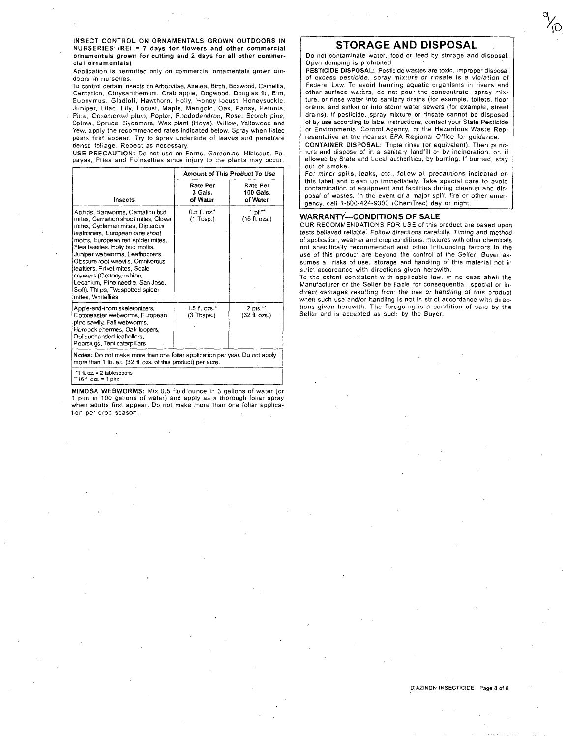**INSECT CONTROL ON ORNAMENTALS GROWN OUTDOORS IN NURSERIES (REI = 7 days for flowers and other commercial ornamentals grown for cutting and 2 days for all other commercial ornamentals)**

Application is permitted only on commercial ornamentals grown outdoors in nurseries.

To control certain insects on Arborvitae, Azalea, Birch, Boxwood, Camellia, Carnation, Chrysanthemum, Crab apple, Dogwood, Douglas fir, Elm, Euonymus, Gladioli, Hawthorn, Holly, Honey locust, Honeysuckle, Juniper, Lilac, Lily, Locust, Maple, Marigold, Oak, Pansy, Petunia, Pine, Ornamental plum, Poplar, Rhododendron, Rose, Scotch pine, Spirea, Spruce, Sycamore, Wax plant (Hoya), Willow, Yellowood and Yew, apply the recommended rates indicated below. Spray when listed pests first appear. Try to spray underside of leaves and penetrate dense foliage. Repeat as necessary.

**USE PRECAUTION:** Do not use on Ferns, Gardenias, Hibiscus, Papayas, Pilea and Poinsettias since injury to the plants may occur.

| | Amount of This Product To Use | |
|---|---|---|
| Insects | Rate Per 3 Gals. of Water | Rate Per 100 Gals. of Water |
| Aphids, Bagworms, Carnation bud mites, Carnation shoot mites, Clover mites, Cyclamen mites, Dipterous leafminers, European pine shoot moths, European red spider mites, Flea beetles, Holly bud moths, Juniper webworms, Leafhoppers, Obscure root weevils, Omnivorous leaftiers, Privet mites, Scale crawlers (Cottonycushion, Lecanium, Pine needle, San Jose, Soft), Thrips, Twospotted spider mites, Whiteflies | 0.5 fl. oz.* (1 Tbsp.) | 1 pt.** (16 fl. ozs.) |
| Apple-and-thorn skeletonizers, Cotoneaster webworms, European pine sawfly, Fall webworms, Hemlock chermes, Oak loopers, Obliquebanded leafrollers, Pearslugs, Tent caterpillars | 1.5 fl. ozs.* (3 Tbsps.) | 2 pts.** (32 fl. ozs.) |

**Notes:** Do not make more than one foliar application per year. Do not apply more than 1 lb. a.i. (32 fl. ozs. of this product) per acre.

*1 fl. oz. = 2 tablespoons
**16 fl. ozs. = 1 pint

**MIMOSA WEBWORMS:** Mix 0.5 fluid ounce in 3 gallons of water (or 1 pint in 100 gallons of water) and apply as a thorough foliar spray when adults first appear. Do not make more than one foliar application per crop season.

# STORAGE AND DISPOSAL

Do not contaminate water, food or feed by storage and disposal. Open dumping is prohibited.

**PESTICIDE DISPOSAL:** Pesticide wastes are toxic. Improper disposal of excess pesticide, spray mixture or rinsate is a violation of Federal Law. To avoid harming aquatic organisms in rivers and other surface waters, do not pour the concentrate, spray mixture, or rinse water into sanitary drains (for example, toilets, floor drains, and sinks) or into storm water sewers (for example, street drains). If pesticide, spray mixture or rinsate cannot be disposed of by use according to label instructions, contact your State Pesticide or Environmental Control Agency, or the Hazardous Waste Representative at the nearest EPA Regional Office for guidance.

**CONTAINER DISPOSAL:** Triple rinse (or equivalent). Then puncture and dispose of in a sanitary landfill or by incineration, or, if allowed by State and Local authorities, by burning. If burned, stay out of smoke.

For minor spills, leaks, etc., follow all precautions indicated on this label and clean up immediately. Take special care to avoid contamination of equipment and facilities during cleanup and disposal of wastes. In the event of a major spill, fire or other emergency, call 1-800-424-9300 (ChemTrec) day or night.

## WARRANTY—CONDITIONS OF SALE

OUR RECOMMENDATIONS FOR USE of this product are based upon tests believed reliable. Follow directions carefully. Timing and method of application, weather and crop conditions, mixtures with other chemicals not specifically recommended and other influencing factors in the use of this product are beyond the control of the Seller. Buyer assumes all risks of use, storage and handling of this material not in strict accordance with directions given herewith.

To the extent consistent with applicable law, in no case shall the Manufacturer or the Seller be liable for consequential, special or indirect damages resulting from the use or handling of this product when such use and/or handling is not in strict accordance with directions given herewith. The foregoing is a condition of sale by the Seller and is accepted as such by the Buyer.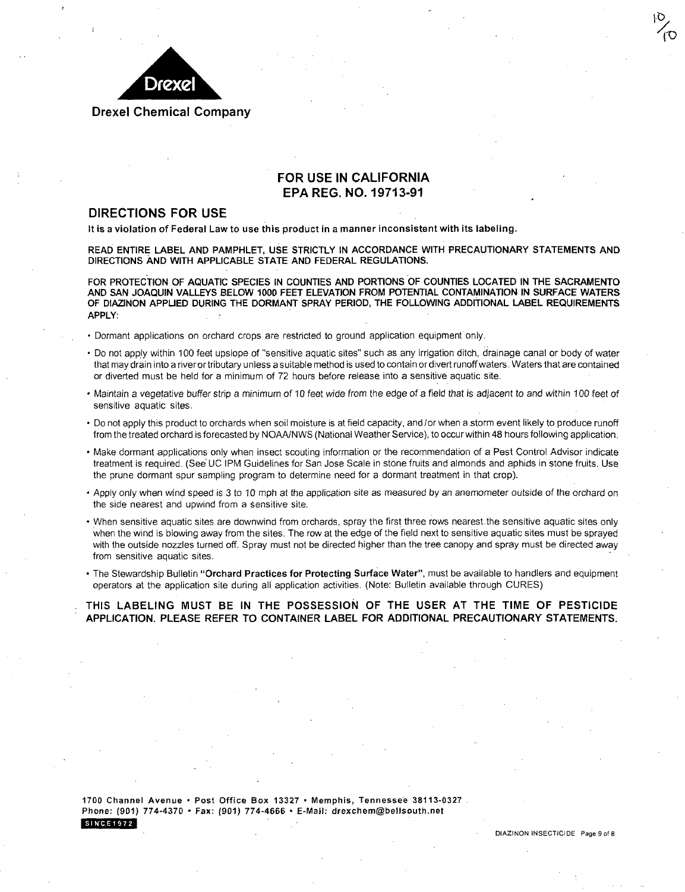Drexel

**Drexel Chemical Company**

## FOR USE IN CALIFORNIA
## EPA REG. NO. 19713-91

## DIRECTIONS FOR USE

**It is a violation of Federal Law to use this product in a manner inconsistent with its labeling.**

**READ ENTIRE LABEL AND PAMPHLET, USE STRICTLY IN ACCORDANCE WITH PRECAUTIONARY STATEMENTS AND DIRECTIONS AND WITH APPLICABLE STATE AND FEDERAL REGULATIONS.**

**FOR PROTECTION OF AQUATIC SPECIES IN COUNTIES AND PORTIONS OF COUNTIES LOCATED IN THE SACRAMENTO AND SAN JOAQUIN VALLEYS BELOW 1000 FEET ELEVATION FROM POTENTIAL CONTAMINATION IN SURFACE WATERS OF DIAZINON APPLIED DURING THE DORMANT SPRAY PERIOD, THE FOLLOWING ADDITIONAL LABEL REQUIREMENTS APPLY:**

- Dormant applications on orchard crops are restricted to ground application equipment only.
- Do not apply within 100 feet upslope of "sensitive aquatic sites" such as any irrigation ditch, drainage canal or body of water that may drain into a river or tributary unless a suitable method is used to contain or divert runoff waters. Waters that are contained or diverted must be held for a minimum of 72 hours before release into a sensitive aquatic site.
- Maintain a vegetative buffer strip a minimum of 10 feet wide from the edge of a field that is adjacent to and within 100 feet of sensitive aquatic sites.
- Do not apply this product to orchards when soil moisture is at field capacity, and/or when a storm event likely to produce runoff from the treated orchard is forecasted by NOAA/NWS (National Weather Service), to occur within 48 hours following application.
- Make dormant applications only when insect scouting information or the recommendation of a Pest Control Advisor indicate treatment is required. (See UC IPM Guidelines for San Jose Scale in stone fruits and almonds and aphids in stone fruits. Use the prune dormant spur sampling program to determine need for a dormant treatment in that crop).
- Apply only when wind speed is 3 to 10 mph at the application site as measured by an anemometer outside of the orchard on the side nearest and upwind from a sensitive site.
- When sensitive aquatic sites are downwind from orchards, spray the first three rows nearest the sensitive aquatic sites only when the wind is blowing away from the sites. The row at the edge of the field next to sensitive aquatic sites must be sprayed with the outside nozzles turned off. Spray must not be directed higher than the tree canopy and spray must be directed away from sensitive aquatic sites.
- The Stewardship Bulletin **"Orchard Practices for Protecting Surface Water"**, must be available to handlers and equipment operators at the application site during all application activities. (Note: Bulletin available through CURES)

**THIS LABELING MUST BE IN THE POSSESSION OF THE USER AT THE TIME OF PESTICIDE APPLICATION. PLEASE REFER TO CONTAINER LABEL FOR ADDITIONAL PRECAUTIONARY STATEMENTS.**

**1700 Channel Avenue • Post Office Box 13327 • Memphis, Tennessee 38113-0327**
**Phone: (901) 774-4370 • Fax: (901) 774-4666 • E-Mail: drexchem@bellsouth.net**

SINCE 1972